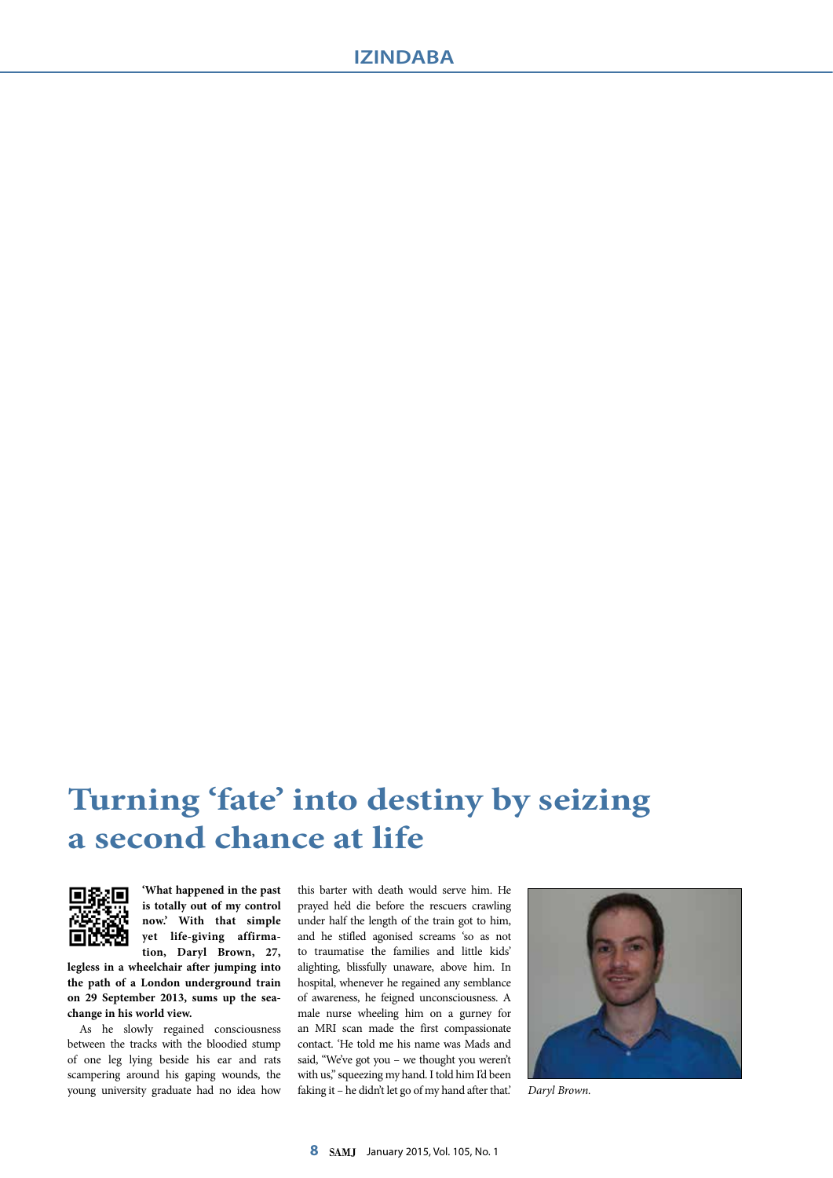# Turning 'fate' into destiny by seizing a second chance at life

**'What happened in the past is totally out of my control now.' With that simple yet life-giving affirmation, Daryl Brown, 27, legless in a wheelchair after jumping into the path of a London underground train on 29 September 2013, sums up the sea-change in his world view.**

As he slowly regained consciousness between the tracks with the bloodied stump of one leg lying beside his ear and rats scampering around his gaping wounds, the young university graduate had no idea how this barter with death would serve him. He prayed he'd die before the rescuers crawling under half the length of the train got to him, and he stifled agonised screams 'so as not to traumatise the families and little kids' alighting, blissfully unaware, above him. In hospital, whenever he regained any semblance of awareness, he feigned unconsciousness. A male nurse wheeling him on a gurney for an MRI scan made the first compassionate contact. 'He told me his name was Mads and said, "We've got you – we thought you weren't with us," squeezing my hand. I told him I'd been faking it – he didn't let go of my hand after that.'

*Daryl Brown.*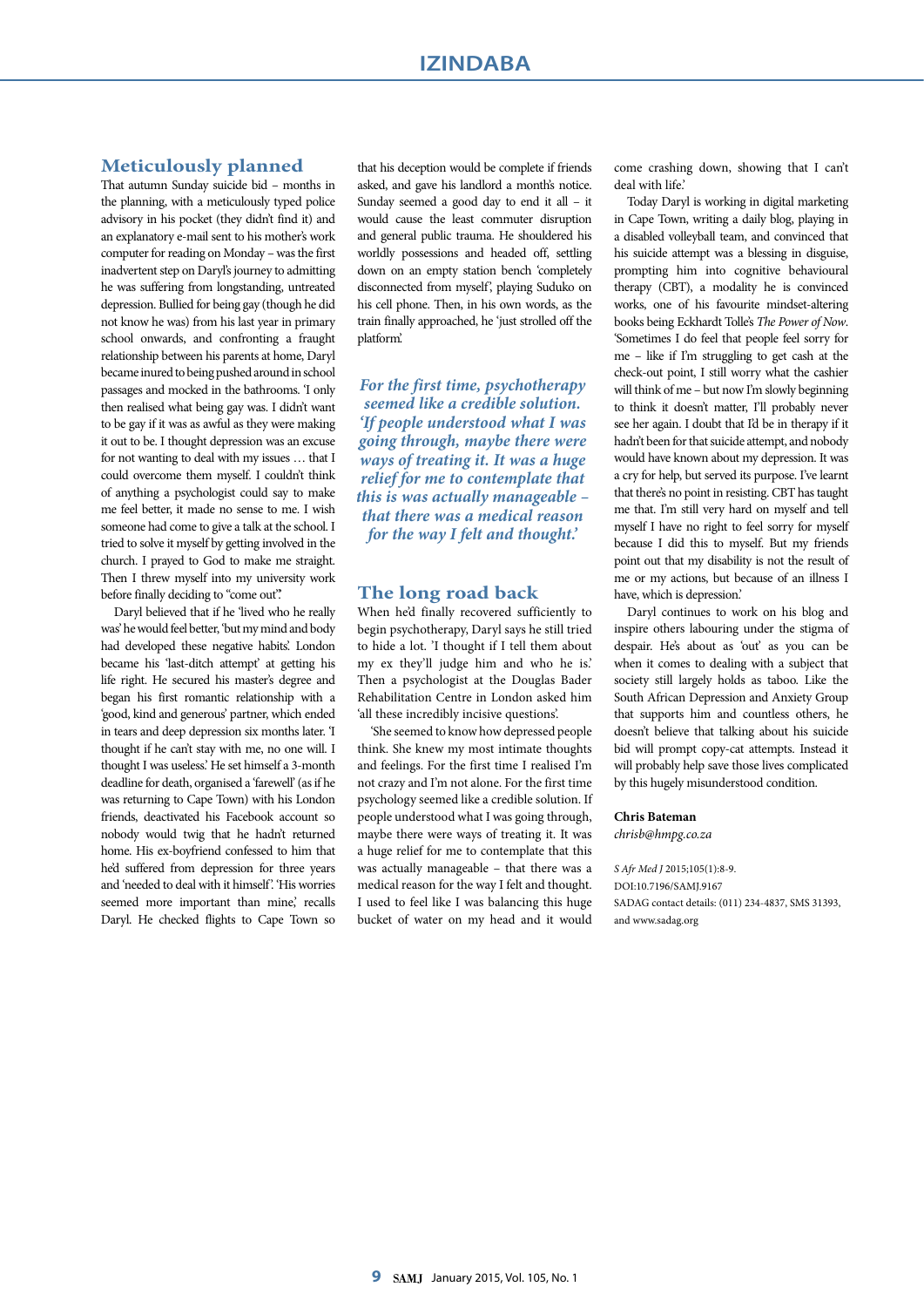## Meticulously planned

That autumn Sunday suicide bid – months in the planning, with a meticulously typed police advisory in his pocket (they didn't find it) and an explanatory e-mail sent to his mother's work computer for reading on Monday – was the first inadvertent step on Daryl's journey to admitting he was suffering from longstanding, untreated depression. Bullied for being gay (though he did not know he was) from his last year in primary school onwards, and confronting a fraught relationship between his parents at home, Daryl became inured to being pushed around in school passages and mocked in the bathrooms. 'I only then realised what being gay was. I didn't want to be gay if it was as awful as they were making it out to be. I thought depression was an excuse for not wanting to deal with my issues … that I could overcome them myself. I couldn't think of anything a psychologist could say to make me feel better, it made no sense to me. I wish someone had come to give a talk at the school. I tried to solve it myself by getting involved in the church. I prayed to God to make me straight. Then I threw myself into my university work before finally deciding to "come out".'

Daryl believed that if he 'lived who he really was' he would feel better, 'but my mind and body had developed these negative habits'. London became his 'last-ditch attempt' at getting his life right. He secured his master's degree and began his first romantic relationship with a 'good, kind and generous' partner, which ended in tears and deep depression six months later. 'I thought if he can't stay with me, no one will. I thought I was useless.' He set himself a 3-month deadline for death, organised a 'farewell' (as if he was returning to Cape Town) with his London friends, deactivated his Facebook account so nobody would twig that he hadn't returned home. His ex-boyfriend confessed to him that he'd suffered from depression for three years and 'needed to deal with it himself'. 'His worries seemed more important than mine,' recalls Daryl. He checked flights to Cape Town so that his deception would be complete if friends asked, and gave his landlord a month's notice. Sunday seemed a good day to end it all – it would cause the least commuter disruption and general public trauma. He shouldered his worldly possessions and headed off, settling down on an empty station bench 'completely disconnected from myself', playing Suduko on his cell phone. Then, in his own words, as the train finally approached, he 'just strolled off the platform'.

***For the first time, psychotherapy seemed like a credible solution. 'If people understood what I was going through, maybe there were ways of treating it. It was a huge relief for me to contemplate that this is was actually manageable – that there was a medical reason for the way I felt and thought.'***

## The long road back

When he'd finally recovered sufficiently to begin psychotherapy, Daryl says he still tried to hide a lot. 'I thought if I tell them about my ex they'll judge him and who he is.' Then a psychologist at the Douglas Bader Rehabilitation Centre in London asked him 'all these incredibly incisive questions'.

'She seemed to know how depressed people think. She knew my most intimate thoughts and feelings. For the first time I realised I'm not crazy and I'm not alone. For the first time psychology seemed like a credible solution. If people understood what I was going through, maybe there were ways of treating it. It was a huge relief for me to contemplate that this was actually manageable – that there was a medical reason for the way I felt and thought. I used to feel like I was balancing this huge bucket of water on my head and it would come crashing down, showing that I can't deal with life.'

Today Daryl is working in digital marketing in Cape Town, writing a daily blog, playing in a disabled volleyball team, and convinced that his suicide attempt was a blessing in disguise, prompting him into cognitive behavioural therapy (CBT), a modality he is convinced works, one of his favourite mindset-altering books being Eckhardt Tolle's *The Power of Now*. 'Sometimes I do feel that people feel sorry for me – like if I'm struggling to get cash at the check-out point, I still worry what the cashier will think of me – but now I'm slowly beginning to think it doesn't matter, I'll probably never see her again. I doubt that I'd be in therapy if it hadn't been for that suicide attempt, and nobody would have known about my depression. It was a cry for help, but served its purpose. I've learnt that there's no point in resisting. CBT has taught me that. I'm still very hard on myself and tell myself I have no right to feel sorry for myself because I did this to myself. But my friends point out that my disability is not the result of me or my actions, but because of an illness I have, which is depression.'

Daryl continues to work on his blog and inspire others labouring under the stigma of despair. He's about as 'out' as you can be when it comes to dealing with a subject that society still largely holds as taboo. Like the South African Depression and Anxiety Group that supports him and countless others, he doesn't believe that talking about his suicide bid will prompt copy-cat attempts. Instead it will probably help save those lives complicated by this hugely misunderstood condition.

**Chris Bateman**
*chrisb@hmpg.co.za*

*S Afr Med J* 2015;105(1):8-9. DOI:10.7196/SAMJ.9167

SADAG contact details: (011) 234-4837, SMS 31393, and www.sadag.org